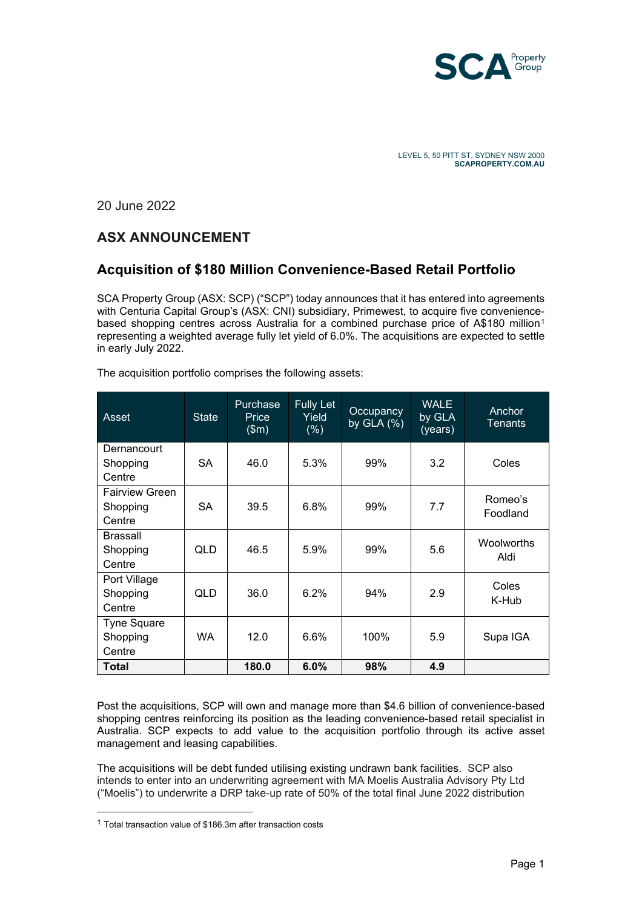LEVEL 5, 50 PITT ST, SYDNEY NSW 2000
**SCAPROPERTY.COM.AU**

20 June 2022

## ASX ANNOUNCEMENT

## Acquisition of $180 Million Convenience-Based Retail Portfolio

SCA Property Group (ASX: SCP) ("SCP") today announces that it has entered into agreements with Centuria Capital Group's (ASX: CNI) subsidiary, Primewest, to acquire five convenience-based shopping centres across Australia for a combined purchase price of A$180 million[1] representing a weighted average fully let yield of 6.0%. The acquisitions are expected to settle in early July 2022.

The acquisition portfolio comprises the following assets:

| Asset | State | Purchase Price ($m) | Fully Let Yield (%) | Occupancy by GLA (%) | WALE by GLA (years) | Anchor Tenants |
|---|---|---|---|---|---|---|
| Dernancourt Shopping Centre | SA | 46.0 | 5.3% | 99% | 3.2 | Coles |
| Fairview Green Shopping Centre | SA | 39.5 | 6.8% | 99% | 7.7 | Romeo's Foodland |
| Brassall Shopping Centre | QLD | 46.5 | 5.9% | 99% | 5.6 | Woolworths Aldi |
| Port Village Shopping Centre | QLD | 36.0 | 6.2% | 94% | 2.9 | Coles K-Hub |
| Tyne Square Shopping Centre | WA | 12.0 | 6.6% | 100% | 5.9 | Supa IGA |
| **Total** | | **180.0** | **6.0%** | **98%** | **4.9** | |

Post the acquisitions, SCP will own and manage more than $4.6 billion of convenience-based shopping centres reinforcing its position as the leading convenience-based retail specialist in Australia. SCP expects to add value to the acquisition portfolio through its active asset management and leasing capabilities.

The acquisitions will be debt funded utilising existing undrawn bank facilities. SCP also intends to enter into an underwriting agreement with MA Moelis Australia Advisory Pty Ltd ("Moelis") to underwrite a DRP take-up rate of 50% of the total final June 2022 distribution

[1] Total transaction value of $186.3m after transaction costs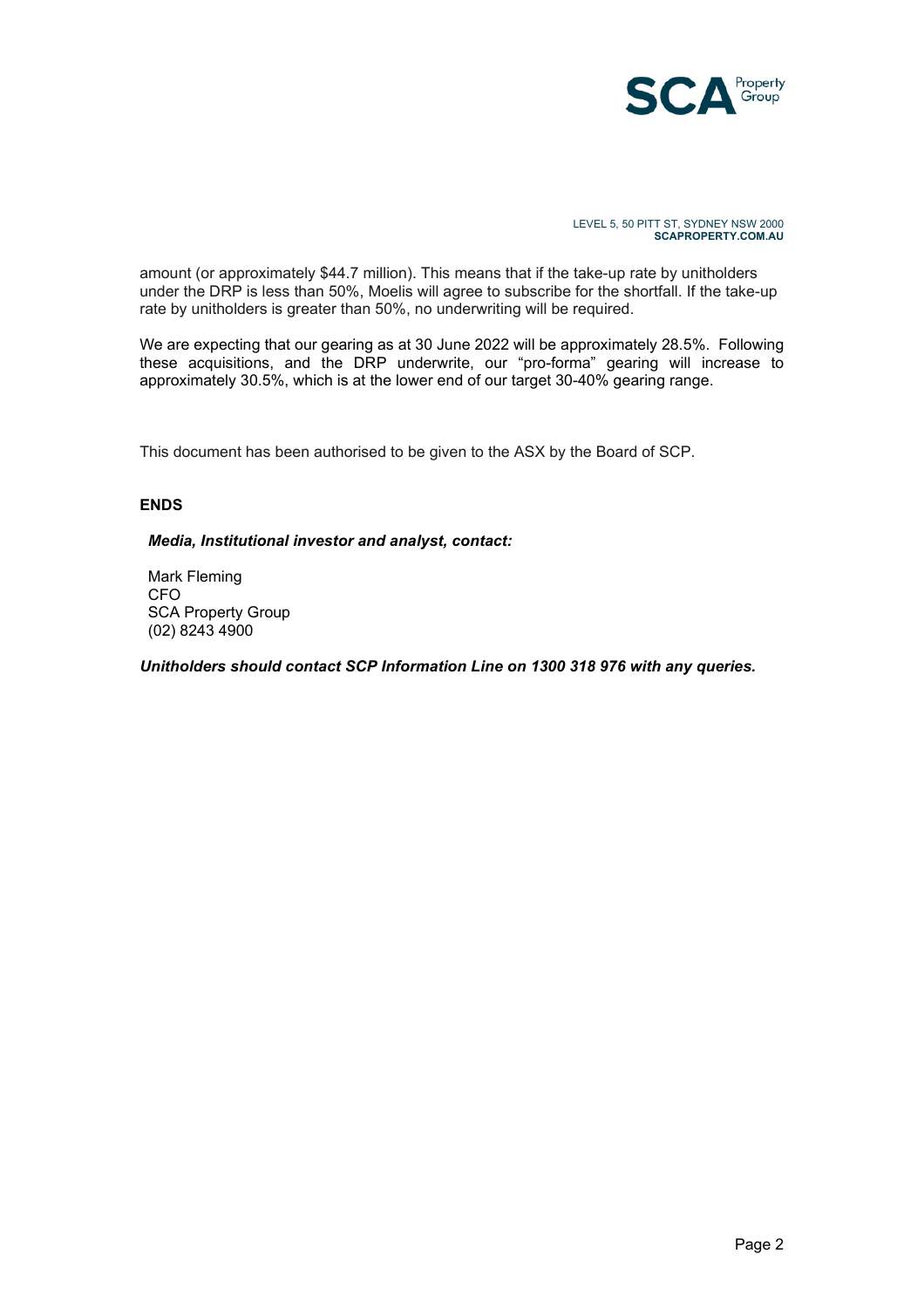amount (or approximately $44.7 million). This means that if the take-up rate by unitholders under the DRP is less than 50%, Moelis will agree to subscribe for the shortfall. If the take-up rate by unitholders is greater than 50%, no underwriting will be required.

We are expecting that our gearing as at 30 June 2022 will be approximately 28.5%. Following these acquisitions, and the DRP underwrite, our "pro-forma" gearing will increase to approximately 30.5%, which is at the lower end of our target 30-40% gearing range.

This document has been authorised to be given to the ASX by the Board of SCP.

**ENDS**

***Media, Institutional investor and analyst, contact:***

Mark Fleming
CFO
SCA Property Group
(02) 8243 4900

***Unitholders should contact SCP Information Line on 1300 318 976 with any queries.***